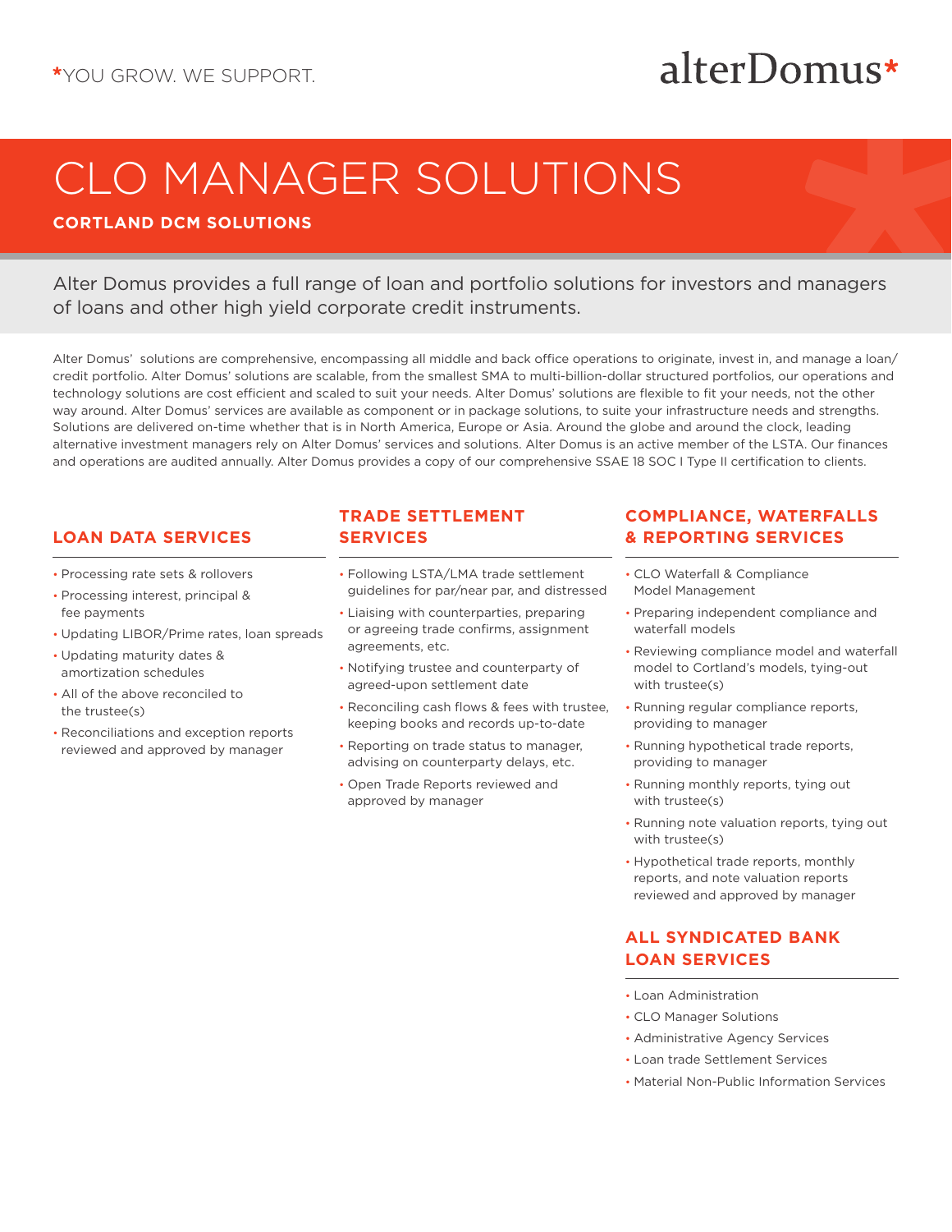*YOU GROW. WE SUPPORT.

alterDomus*

# CLO MANAGER SOLUTIONS

**CORTLAND DCM SOLUTIONS**

Alter Domus provides a full range of loan and portfolio solutions for investors and managers of loans and other high yield corporate credit instruments.

Alter Domus' solutions are comprehensive, encompassing all middle and back office operations to originate, invest in, and manage a loan/credit portfolio. Alter Domus' solutions are scalable, from the smallest SMA to multi-billion-dollar structured portfolios, our operations and technology solutions are cost efficient and scaled to suit your needs. Alter Domus' solutions are flexible to fit your needs, not the other way around. Alter Domus' services are available as component or in package solutions, to suite your infrastructure needs and strengths. Solutions are delivered on-time whether that is in North America, Europe or Asia. Around the globe and around the clock, leading alternative investment managers rely on Alter Domus' services and solutions. Alter Domus is an active member of the LSTA. Our finances and operations are audited annually. Alter Domus provides a copy of our comprehensive SSAE 18 SOC I Type II certification to clients.

## LOAN DATA SERVICES

- Processing rate sets & rollovers
- Processing interest, principal & fee payments
- Updating LIBOR/Prime rates, loan spreads
- Updating maturity dates & amortization schedules
- All of the above reconciled to the trustee(s)
- Reconciliations and exception reports reviewed and approved by manager

## TRADE SETTLEMENT SERVICES

- Following LSTA/LMA trade settlement guidelines for par/near par, and distressed
- Liaising with counterparties, preparing or agreeing trade confirms, assignment agreements, etc.
- Notifying trustee and counterparty of agreed-upon settlement date
- Reconciling cash flows & fees with trustee, keeping books and records up-to-date
- Reporting on trade status to manager, advising on counterparty delays, etc.
- Open Trade Reports reviewed and approved by manager

## COMPLIANCE, WATERFALLS & REPORTING SERVICES

- CLO Waterfall & Compliance Model Management
- Preparing independent compliance and waterfall models
- Reviewing compliance model and waterfall model to Cortland's models, tying-out with trustee(s)
- Running regular compliance reports, providing to manager
- Running hypothetical trade reports, providing to manager
- Running monthly reports, tying out with trustee(s)
- Running note valuation reports, tying out with trustee(s)
- Hypothetical trade reports, monthly reports, and note valuation reports reviewed and approved by manager

## ALL SYNDICATED BANK LOAN SERVICES

- Loan Administration
- CLO Manager Solutions
- Administrative Agency Services
- Loan trade Settlement Services
- Material Non-Public Information Services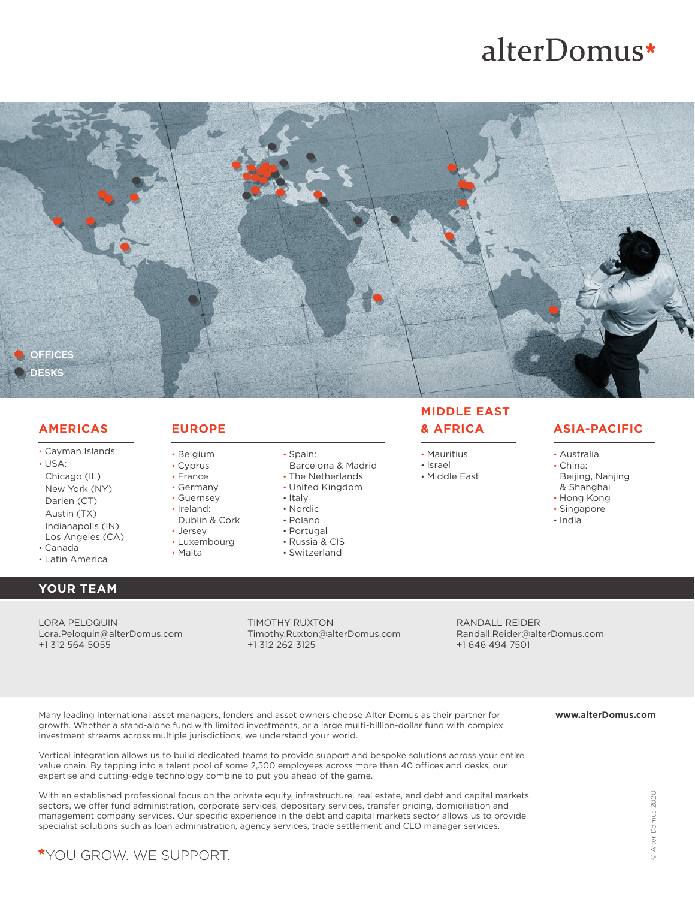alterDomus*

OFFICES

DESKS

## AMERICAS

- Cayman Islands
- USA:
  Chicago (IL)
  New York (NY)
  Darien (CT)
  Austin (TX)
  Indianapolis (IN)
  Los Angeles (CA)
- Canada
- Latin America

## EUROPE

- Belgium
- Cyprus
- France
- Germany
- Guernsey
- Ireland:
  Dublin & Cork
- Jersey
- Luxembourg
- Malta
- Spain:
  Barcelona & Madrid
- The Netherlands
- United Kingdom
- Italy
- Nordic
- Poland
- Portugal
- Russia & CIS
- Switzerland

## MIDDLE EAST & AFRICA

- Mauritius
- Israel
- Middle East

## ASIA-PACIFIC

- Australia
- China:
  Beijing, Nanjing
  & Shanghai
- Hong Kong
- Singapore
- India

## YOUR TEAM

LORA PELOQUIN
Lora.Peloquin@alterDomus.com
+1 312 564 5055

TIMOTHY RUXTON
Timothy.Ruxton@alterDomus.com
+1 312 262 3125

RANDALL REIDER
Randall.Reider@alterDomus.com
+1 646 494 7501

Many leading international asset managers, lenders and asset owners choose Alter Domus as their partner for growth. Whether a stand-alone fund with limited investments, or a large multi-billion-dollar fund with complex investment streams across multiple jurisdictions, we understand your world.

Vertical integration allows us to build dedicated teams to provide support and bespoke solutions across your entire value chain. By tapping into a talent pool of some 2,500 employees across more than 40 offices and desks, our expertise and cutting-edge technology combine to put you ahead of the game.

With an established professional focus on the private equity, infrastructure, real estate, and debt and capital markets sectors, we offer fund administration, corporate services, depositary services, transfer pricing, domiciliation and management company services. Our specific experience in the debt and capital markets sector allows us to provide specialist solutions such as loan administration, agency services, trade settlement and CLO manager services.

**www.alterDomus.com**

*YOU GROW. WE SUPPORT.

© Alter Domus 2020